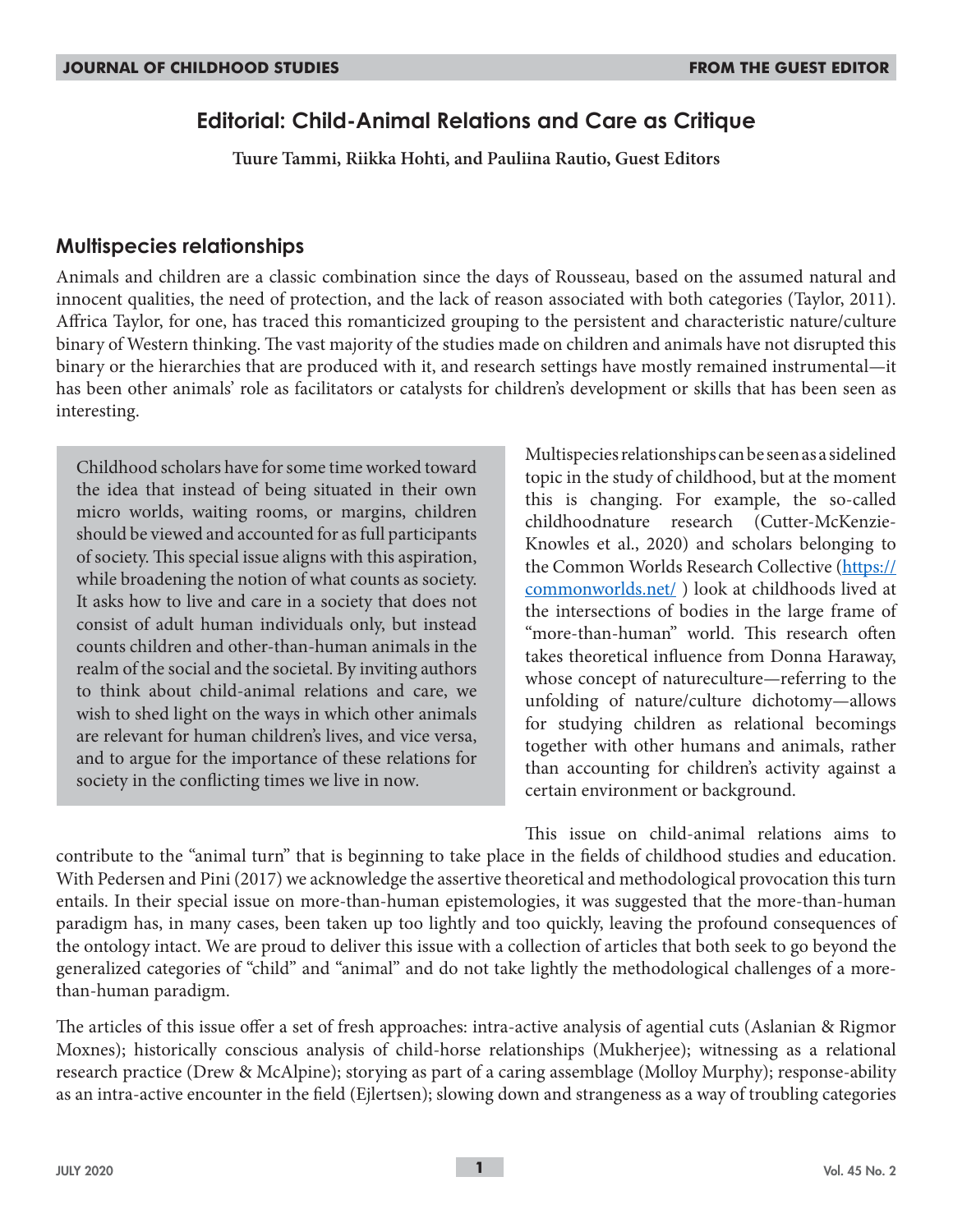# Editorial: Child-Animal Relations and Care as Critique

**Tuure Tammi, Riikka Hohti, and Pauliina Rautio, Guest Editors**

## Multispecies relationships

Animals and children are a classic combination since the days of Rousseau, based on the assumed natural and innocent qualities, the need of protection, and the lack of reason associated with both categories (Taylor, 2011). Affrica Taylor, for one, has traced this romanticized grouping to the persistent and characteristic nature/culture binary of Western thinking. The vast majority of the studies made on children and animals have not disrupted this binary or the hierarchies that are produced with it, and research settings have mostly remained instrumental—it has been other animals' role as facilitators or catalysts for children's development or skills that has been seen as interesting.

> Childhood scholars have for some time worked toward the idea that instead of being situated in their own micro worlds, waiting rooms, or margins, children should be viewed and accounted for as full participants of society. This special issue aligns with this aspiration, while broadening the notion of what counts as society. It asks how to live and care in a society that does not consist of adult human individuals only, but instead counts children and other-than-human animals in the realm of the social and the societal. By inviting authors to think about child-animal relations and care, we wish to shed light on the ways in which other animals are relevant for human children's lives, and vice versa, and to argue for the importance of these relations for society in the conflicting times we live in now.

Multispecies relationships can be seen as a sidelined topic in the study of childhood, but at the moment this is changing. For example, the so-called childhoodnature research (Cutter-McKenzie-Knowles et al., 2020) and scholars belonging to the Common Worlds Research Collective (https://commonworlds.net/ ) look at childhoods lived at the intersections of bodies in the large frame of "more-than-human" world. This research often takes theoretical influence from Donna Haraway, whose concept of natureculture—referring to the unfolding of nature/culture dichotomy—allows for studying children as relational becomings together with other humans and animals, rather than accounting for children's activity against a certain environment or background.

This issue on child-animal relations aims to contribute to the "animal turn" that is beginning to take place in the fields of childhood studies and education. With Pedersen and Pini (2017) we acknowledge the assertive theoretical and methodological provocation this turn entails. In their special issue on more-than-human epistemologies, it was suggested that the more-than-human paradigm has, in many cases, been taken up too lightly and too quickly, leaving the profound consequences of the ontology intact. We are proud to deliver this issue with a collection of articles that both seek to go beyond the generalized categories of "child" and "animal" and do not take lightly the methodological challenges of a more-than-human paradigm.

The articles of this issue offer a set of fresh approaches: intra-active analysis of agential cuts (Aslanian & Rigmor Moxnes); historically conscious analysis of child-horse relationships (Mukherjee); witnessing as a relational research practice (Drew & McAlpine); storying as part of a caring assemblage (Molloy Murphy); response-ability as an intra-active encounter in the field (Ejlertsen); slowing down and strangeness as a way of troubling categories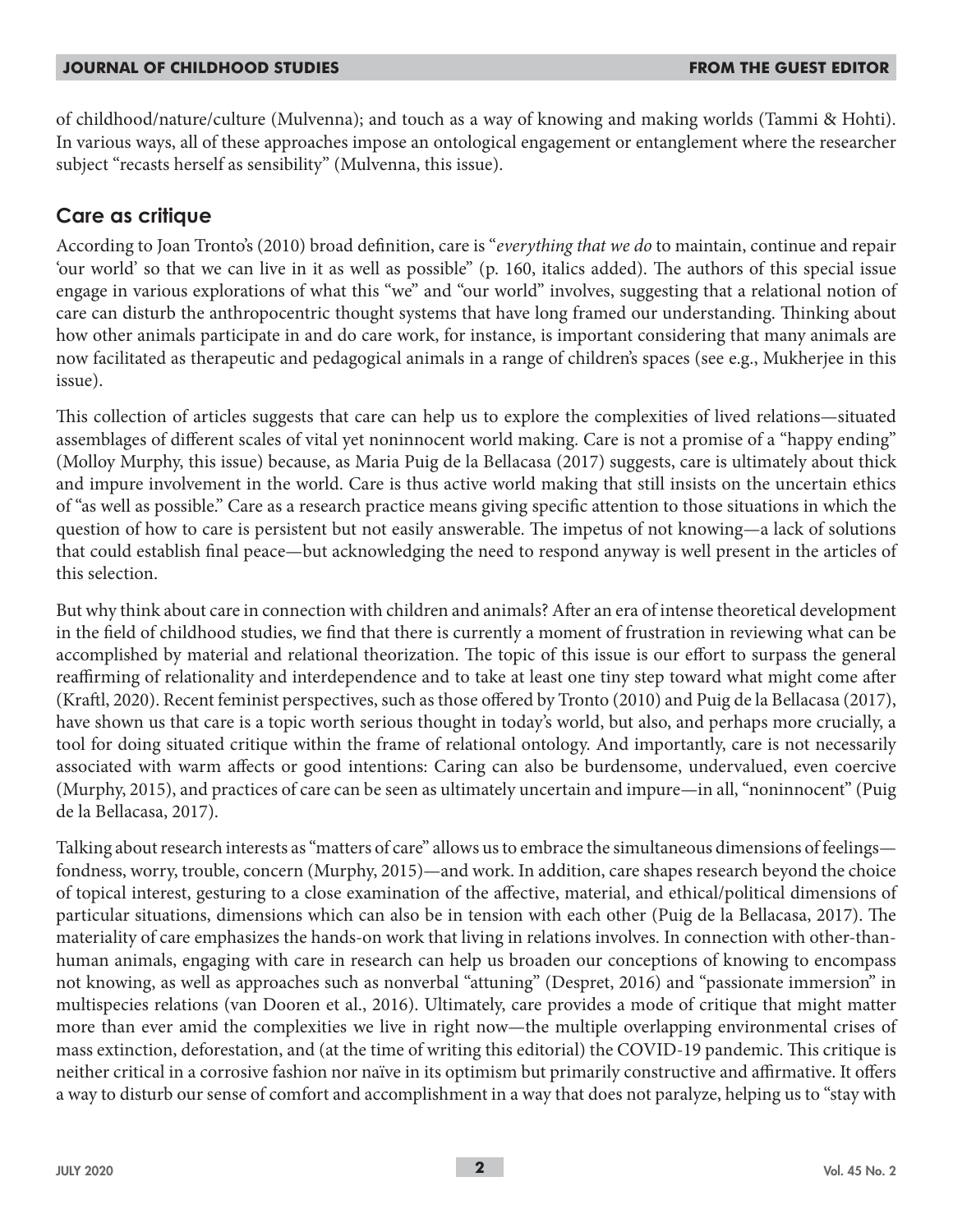of childhood/nature/culture (Mulvenna); and touch as a way of knowing and making worlds (Tammi & Hohti). In various ways, all of these approaches impose an ontological engagement or entanglement where the researcher subject "recasts herself as sensibility" (Mulvenna, this issue).

## Care as critique

According to Joan Tronto's (2010) broad definition, care is "*everything that we do* to maintain, continue and repair 'our world' so that we can live in it as well as possible" (p. 160, italics added). The authors of this special issue engage in various explorations of what this "we" and "our world" involves, suggesting that a relational notion of care can disturb the anthropocentric thought systems that have long framed our understanding. Thinking about how other animals participate in and do care work, for instance, is important considering that many animals are now facilitated as therapeutic and pedagogical animals in a range of children's spaces (see e.g., Mukherjee in this issue).

This collection of articles suggests that care can help us to explore the complexities of lived relations—situated assemblages of different scales of vital yet noninnocent world making. Care is not a promise of a "happy ending" (Molloy Murphy, this issue) because, as Maria Puig de la Bellacasa (2017) suggests, care is ultimately about thick and impure involvement in the world. Care is thus active world making that still insists on the uncertain ethics of "as well as possible." Care as a research practice means giving specific attention to those situations in which the question of how to care is persistent but not easily answerable. The impetus of not knowing—a lack of solutions that could establish final peace—but acknowledging the need to respond anyway is well present in the articles of this selection.

But why think about care in connection with children and animals? After an era of intense theoretical development in the field of childhood studies, we find that there is currently a moment of frustration in reviewing what can be accomplished by material and relational theorization. The topic of this issue is our effort to surpass the general reaffirming of relationality and interdependence and to take at least one tiny step toward what might come after (Kraftl, 2020). Recent feminist perspectives, such as those offered by Tronto (2010) and Puig de la Bellacasa (2017), have shown us that care is a topic worth serious thought in today's world, but also, and perhaps more crucially, a tool for doing situated critique within the frame of relational ontology. And importantly, care is not necessarily associated with warm affects or good intentions: Caring can also be burdensome, undervalued, even coercive (Murphy, 2015), and practices of care can be seen as ultimately uncertain and impure—in all, "noninnocent" (Puig de la Bellacasa, 2017).

Talking about research interests as "matters of care" allows us to embrace the simultaneous dimensions of feelings—fondness, worry, trouble, concern (Murphy, 2015)—and work. In addition, care shapes research beyond the choice of topical interest, gesturing to a close examination of the affective, material, and ethical/political dimensions of particular situations, dimensions which can also be in tension with each other (Puig de la Bellacasa, 2017). The materiality of care emphasizes the hands-on work that living in relations involves. In connection with other-than-human animals, engaging with care in research can help us broaden our conceptions of knowing to encompass not knowing, as well as approaches such as nonverbal "attuning" (Despret, 2016) and "passionate immersion" in multispecies relations (van Dooren et al., 2016). Ultimately, care provides a mode of critique that might matter more than ever amid the complexities we live in right now—the multiple overlapping environmental crises of mass extinction, deforestation, and (at the time of writing this editorial) the COVID-19 pandemic. This critique is neither critical in a corrosive fashion nor naïve in its optimism but primarily constructive and affirmative. It offers a way to disturb our sense of comfort and accomplishment in a way that does not paralyze, helping us to "stay with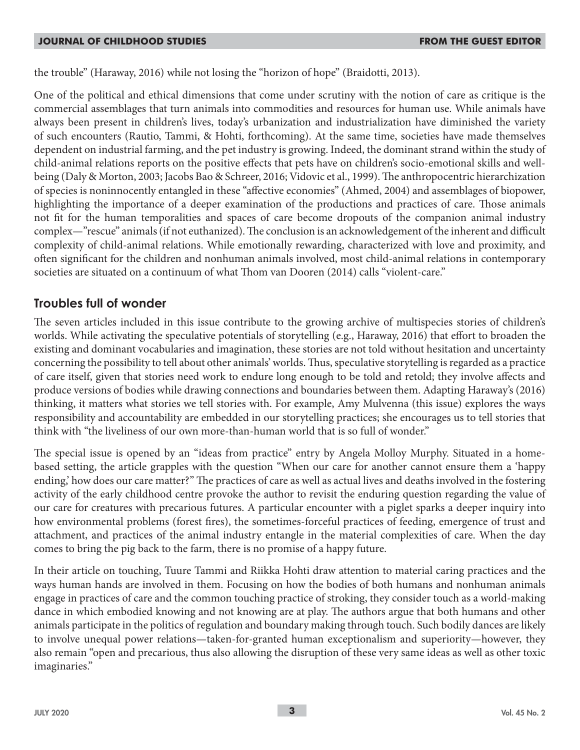the trouble" (Haraway, 2016) while not losing the "horizon of hope" (Braidotti, 2013).

One of the political and ethical dimensions that come under scrutiny with the notion of care as critique is the commercial assemblages that turn animals into commodities and resources for human use. While animals have always been present in children's lives, today's urbanization and industrialization have diminished the variety of such encounters (Rautio, Tammi, & Hohti, forthcoming). At the same time, societies have made themselves dependent on industrial farming, and the pet industry is growing. Indeed, the dominant strand within the study of child-animal relations reports on the positive effects that pets have on children's socio-emotional skills and well-being (Daly & Morton, 2003; Jacobs Bao & Schreer, 2016; Vidovic et al., 1999). The anthropocentric hierarchization of species is noninnocently entangled in these "affective economies" (Ahmed, 2004) and assemblages of biopower, highlighting the importance of a deeper examination of the productions and practices of care. Those animals not fit for the human temporalities and spaces of care become dropouts of the companion animal industry complex—"rescue" animals (if not euthanized). The conclusion is an acknowledgement of the inherent and difficult complexity of child-animal relations. While emotionally rewarding, characterized with love and proximity, and often significant for the children and nonhuman animals involved, most child-animal relations in contemporary societies are situated on a continuum of what Thom van Dooren (2014) calls "violent-care."

## Troubles full of wonder

The seven articles included in this issue contribute to the growing archive of multispecies stories of children's worlds. While activating the speculative potentials of storytelling (e.g., Haraway, 2016) that effort to broaden the existing and dominant vocabularies and imagination, these stories are not told without hesitation and uncertainty concerning the possibility to tell about other animals' worlds. Thus, speculative storytelling is regarded as a practice of care itself, given that stories need work to endure long enough to be told and retold; they involve affects and produce versions of bodies while drawing connections and boundaries between them. Adapting Haraway's (2016) thinking, it matters what stories we tell stories with. For example, Amy Mulvenna (this issue) explores the ways responsibility and accountability are embedded in our storytelling practices; she encourages us to tell stories that think with "the liveliness of our own more-than-human world that is so full of wonder."

The special issue is opened by an "ideas from practice" entry by Angela Molloy Murphy. Situated in a home-based setting, the article grapples with the question "When our care for another cannot ensure them a 'happy ending,' how does our care matter?" The practices of care as well as actual lives and deaths involved in the fostering activity of the early childhood centre provoke the author to revisit the enduring question regarding the value of our care for creatures with precarious futures. A particular encounter with a piglet sparks a deeper inquiry into how environmental problems (forest fires), the sometimes-forceful practices of feeding, emergence of trust and attachment, and practices of the animal industry entangle in the material complexities of care. When the day comes to bring the pig back to the farm, there is no promise of a happy future.

In their article on touching, Tuure Tammi and Riikka Hohti draw attention to material caring practices and the ways human hands are involved in them. Focusing on how the bodies of both humans and nonhuman animals engage in practices of care and the common touching practice of stroking, they consider touch as a world-making dance in which embodied knowing and not knowing are at play. The authors argue that both humans and other animals participate in the politics of regulation and boundary making through touch. Such bodily dances are likely to involve unequal power relations—taken-for-granted human exceptionalism and superiority—however, they also remain "open and precarious, thus also allowing the disruption of these very same ideas as well as other toxic imaginaries."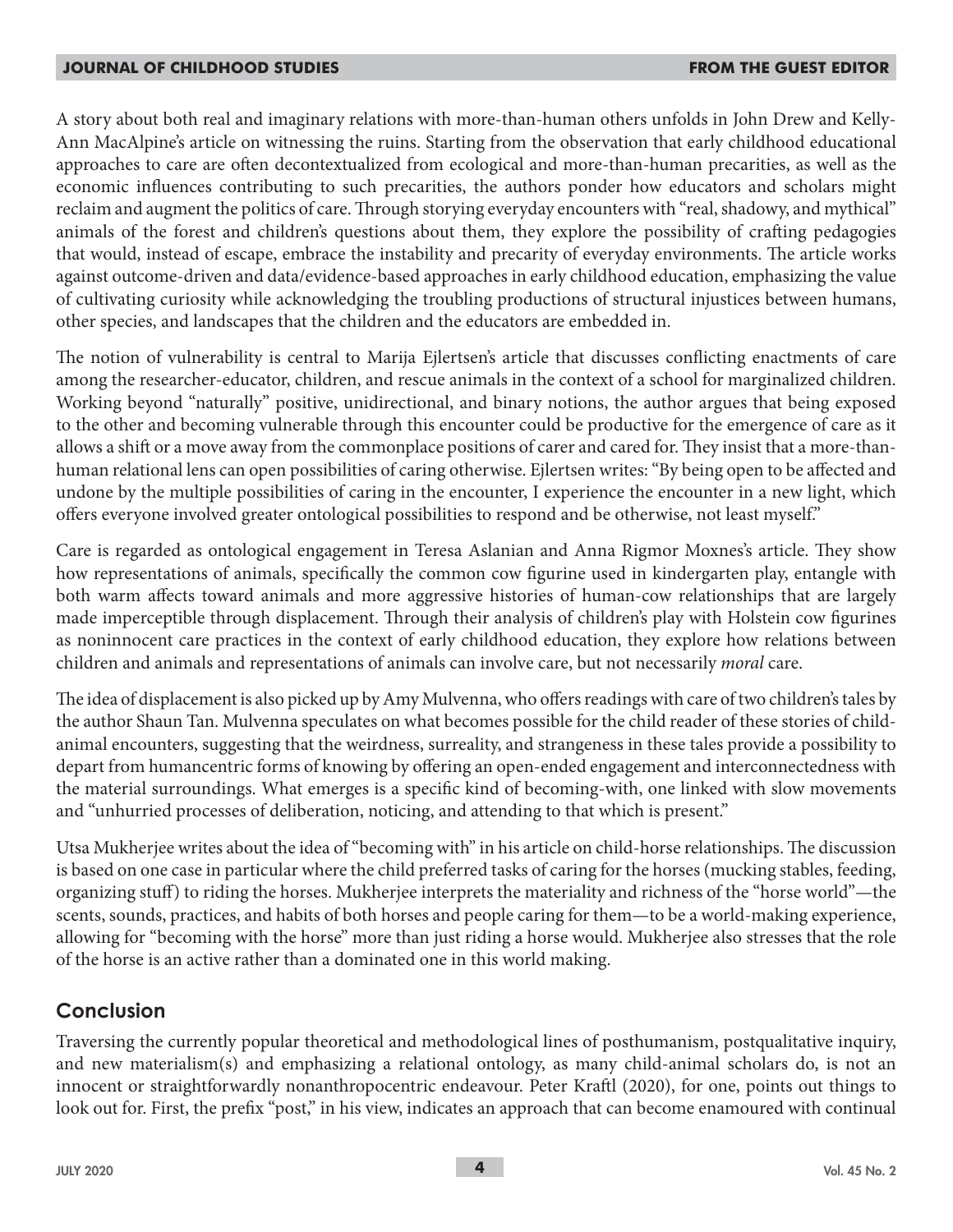A story about both real and imaginary relations with more-than-human others unfolds in John Drew and Kelly-Ann MacAlpine's article on witnessing the ruins. Starting from the observation that early childhood educational approaches to care are often decontextualized from ecological and more-than-human precarities, as well as the economic influences contributing to such precarities, the authors ponder how educators and scholars might reclaim and augment the politics of care. Through storying everyday encounters with "real, shadowy, and mythical" animals of the forest and children's questions about them, they explore the possibility of crafting pedagogies that would, instead of escape, embrace the instability and precarity of everyday environments. The article works against outcome-driven and data/evidence-based approaches in early childhood education, emphasizing the value of cultivating curiosity while acknowledging the troubling productions of structural injustices between humans, other species, and landscapes that the children and the educators are embedded in.

The notion of vulnerability is central to Marija Ejlertsen's article that discusses conflicting enactments of care among the researcher-educator, children, and rescue animals in the context of a school for marginalized children. Working beyond "naturally" positive, unidirectional, and binary notions, the author argues that being exposed to the other and becoming vulnerable through this encounter could be productive for the emergence of care as it allows a shift or a move away from the commonplace positions of carer and cared for. They insist that a more-than-human relational lens can open possibilities of caring otherwise. Ejlertsen writes: "By being open to be affected and undone by the multiple possibilities of caring in the encounter, I experience the encounter in a new light, which offers everyone involved greater ontological possibilities to respond and be otherwise, not least myself."

Care is regarded as ontological engagement in Teresa Aslanian and Anna Rigmor Moxnes's article. They show how representations of animals, specifically the common cow figurine used in kindergarten play, entangle with both warm affects toward animals and more aggressive histories of human-cow relationships that are largely made imperceptible through displacement. Through their analysis of children's play with Holstein cow figurines as noninnocent care practices in the context of early childhood education, they explore how relations between children and animals and representations of animals can involve care, but not necessarily *moral* care.

The idea of displacement is also picked up by Amy Mulvenna, who offers readings with care of two children's tales by the author Shaun Tan. Mulvenna speculates on what becomes possible for the child reader of these stories of child-animal encounters, suggesting that the weirdness, surreality, and strangeness in these tales provide a possibility to depart from humancentric forms of knowing by offering an open-ended engagement and interconnectedness with the material surroundings. What emerges is a specific kind of becoming-with, one linked with slow movements and "unhurried processes of deliberation, noticing, and attending to that which is present."

Utsa Mukherjee writes about the idea of "becoming with" in his article on child-horse relationships. The discussion is based on one case in particular where the child preferred tasks of caring for the horses (mucking stables, feeding, organizing stuff) to riding the horses. Mukherjee interprets the materiality and richness of the "horse world"—the scents, sounds, practices, and habits of both horses and people caring for them—to be a world-making experience, allowing for "becoming with the horse" more than just riding a horse would. Mukherjee also stresses that the role of the horse is an active rather than a dominated one in this world making.

## Conclusion

Traversing the currently popular theoretical and methodological lines of posthumanism, postqualitative inquiry, and new materialism(s) and emphasizing a relational ontology, as many child-animal scholars do, is not an innocent or straightforwardly nonanthropocentric endeavour. Peter Kraftl (2020), for one, points out things to look out for. First, the prefix "post," in his view, indicates an approach that can become enamoured with continual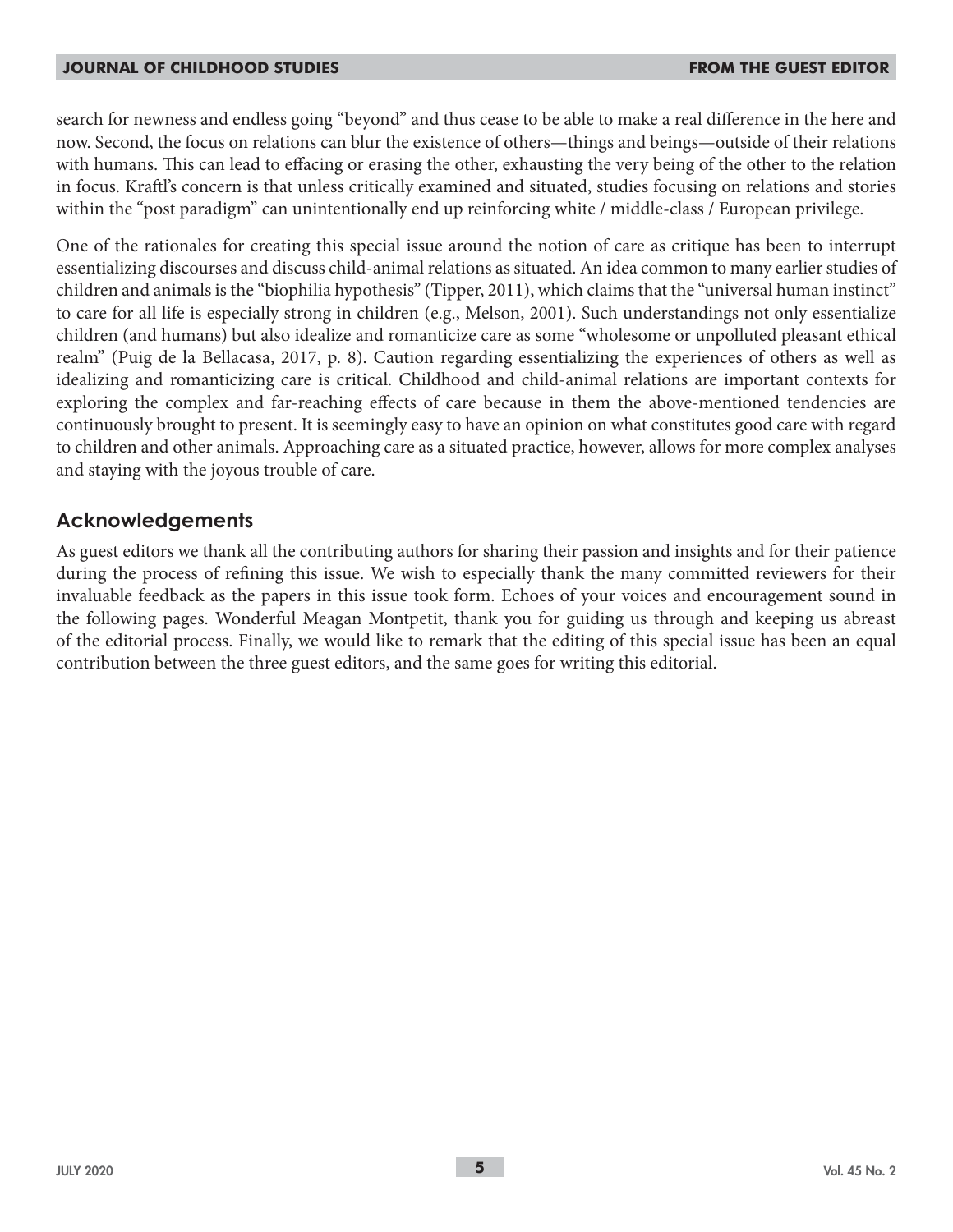search for newness and endless going "beyond" and thus cease to be able to make a real difference in the here and now. Second, the focus on relations can blur the existence of others—things and beings—outside of their relations with humans. This can lead to effacing or erasing the other, exhausting the very being of the other to the relation in focus. Kraftl's concern is that unless critically examined and situated, studies focusing on relations and stories within the "post paradigm" can unintentionally end up reinforcing white / middle-class / European privilege.

One of the rationales for creating this special issue around the notion of care as critique has been to interrupt essentializing discourses and discuss child-animal relations as situated. An idea common to many earlier studies of children and animals is the "biophilia hypothesis" (Tipper, 2011), which claims that the "universal human instinct" to care for all life is especially strong in children (e.g., Melson, 2001). Such understandings not only essentialize children (and humans) but also idealize and romanticize care as some "wholesome or unpolluted pleasant ethical realm" (Puig de la Bellacasa, 2017, p. 8). Caution regarding essentializing the experiences of others as well as idealizing and romanticizing care is critical. Childhood and child-animal relations are important contexts for exploring the complex and far-reaching effects of care because in them the above-mentioned tendencies are continuously brought to present. It is seemingly easy to have an opinion on what constitutes good care with regard to children and other animals. Approaching care as a situated practice, however, allows for more complex analyses and staying with the joyous trouble of care.

## Acknowledgements

As guest editors we thank all the contributing authors for sharing their passion and insights and for their patience during the process of refining this issue. We wish to especially thank the many committed reviewers for their invaluable feedback as the papers in this issue took form. Echoes of your voices and encouragement sound in the following pages. Wonderful Meagan Montpetit, thank you for guiding us through and keeping us abreast of the editorial process. Finally, we would like to remark that the editing of this special issue has been an equal contribution between the three guest editors, and the same goes for writing this editorial.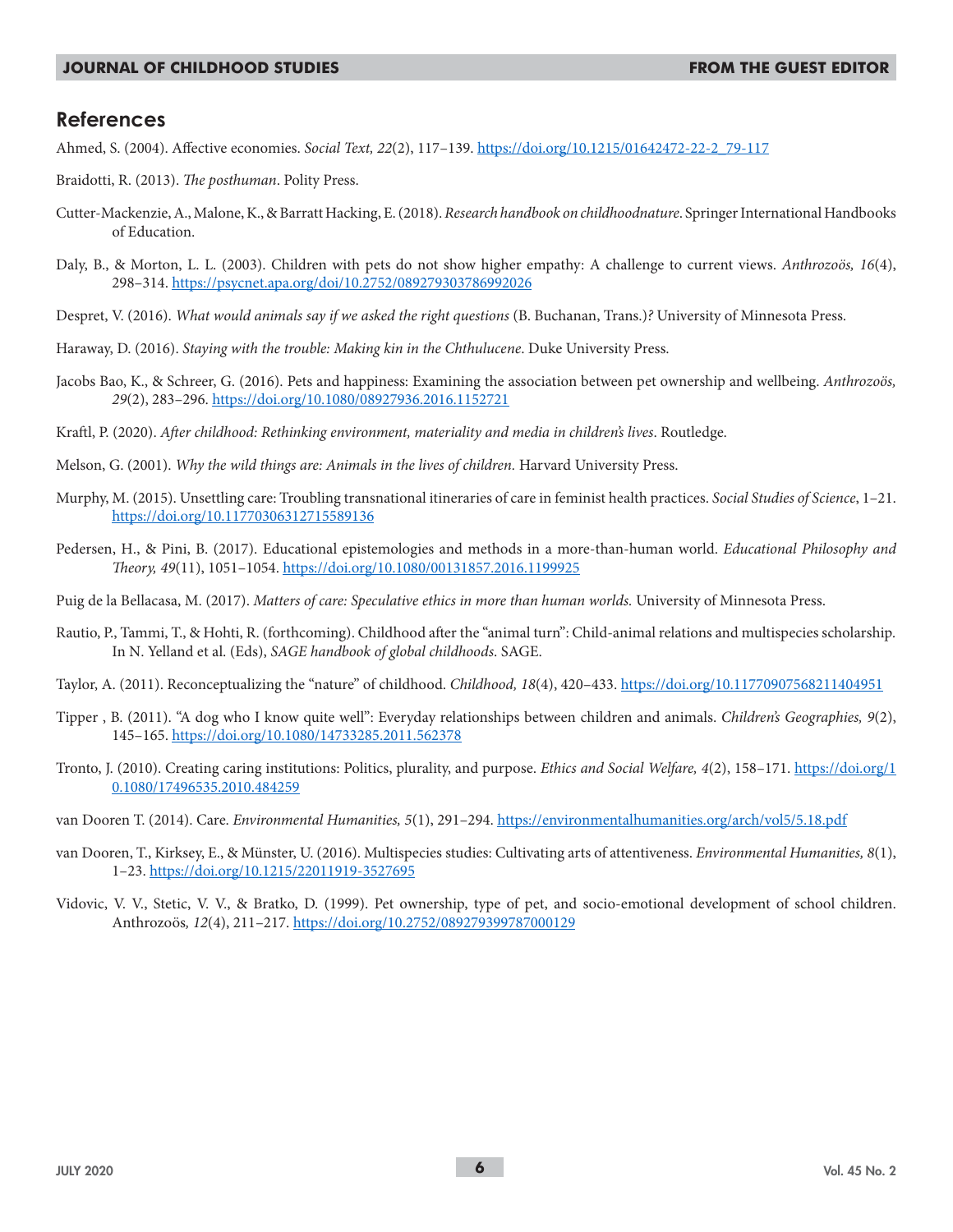## References

Ahmed, S. (2004). Affective economies. *Social Text, 22*(2), 117–139. https://doi.org/10.1215/01642472-22-2_79-117

Braidotti, R. (2013). *The posthuman*. Polity Press.

Cutter-Mackenzie, A., Malone, K., & Barratt Hacking, E. (2018). *Research handbook on childhoodnature*. Springer International Handbooks of Education.

Daly, B., & Morton, L. L. (2003). Children with pets do not show higher empathy: A challenge to current views. *Anthrozoös, 16*(4), 298–314. https://psycnet.apa.org/doi/10.2752/089279303786992026

Despret, V. (2016). *What would animals say if we asked the right questions* (B. Buchanan, Trans.)*?* University of Minnesota Press.

Haraway, D. (2016). *Staying with the trouble: Making kin in the Chthulucene*. Duke University Press.

Jacobs Bao, K., & Schreer, G. (2016). Pets and happiness: Examining the association between pet ownership and wellbeing. *Anthrozoös, 29*(2), 283–296. https://doi.org/10.1080/08927936.2016.1152721

Kraftl, P. (2020). *After childhood: Rethinking environment, materiality and media in children's lives*. Routledge.

Melson, G. (2001). *Why the wild things are: Animals in the lives of children.* Harvard University Press.

Murphy, M. (2015). Unsettling care: Troubling transnational itineraries of care in feminist health practices. *Social Studies of Science*, 1–21. https://doi.org/10.11770306312715589136

Pedersen, H., & Pini, B. (2017). Educational epistemologies and methods in a more-than-human world. *Educational Philosophy and Theory, 49*(11), 1051–1054. https://doi.org/10.1080/00131857.2016.1199925

Puig de la Bellacasa, M. (2017). *Matters of care: Speculative ethics in more than human worlds.* University of Minnesota Press.

Rautio, P., Tammi, T., & Hohti, R. (forthcoming). Childhood after the "animal turn": Child-animal relations and multispecies scholarship. In N. Yelland et al. (Eds), *SAGE handbook of global childhoods*. SAGE.

Taylor, A. (2011). Reconceptualizing the "nature" of childhood. *Childhood, 18*(4), 420–433. https://doi.org/10.11770907568211404951

Tipper , B. (2011). "A dog who I know quite well": Everyday relationships between children and animals. *Children's Geographies, 9*(2), 145–165. https://doi.org/10.1080/14733285.2011.562378

Tronto, J. (2010). Creating caring institutions: Politics, plurality, and purpose. *Ethics and Social Welfare, 4*(2), 158–171. https://doi.org/10.1080/17496535.2010.484259

van Dooren T. (2014). Care. *Environmental Humanities, 5*(1), 291–294. https://environmentalhumanities.org/arch/vol5/5.18.pdf

van Dooren, T., Kirksey, E., & Münster, U. (2016). Multispecies studies: Cultivating arts of attentiveness. *Environmental Humanities, 8*(1), 1–23. https://doi.org/10.1215/22011919-3527695

Vidovic, V. V., Stetic, V. V., & Bratko, D. (1999). Pet ownership, type of pet, and socio-emotional development of school children. Anthrozoös*, 12*(4), 211–217. https://doi.org/10.2752/089279399787000129